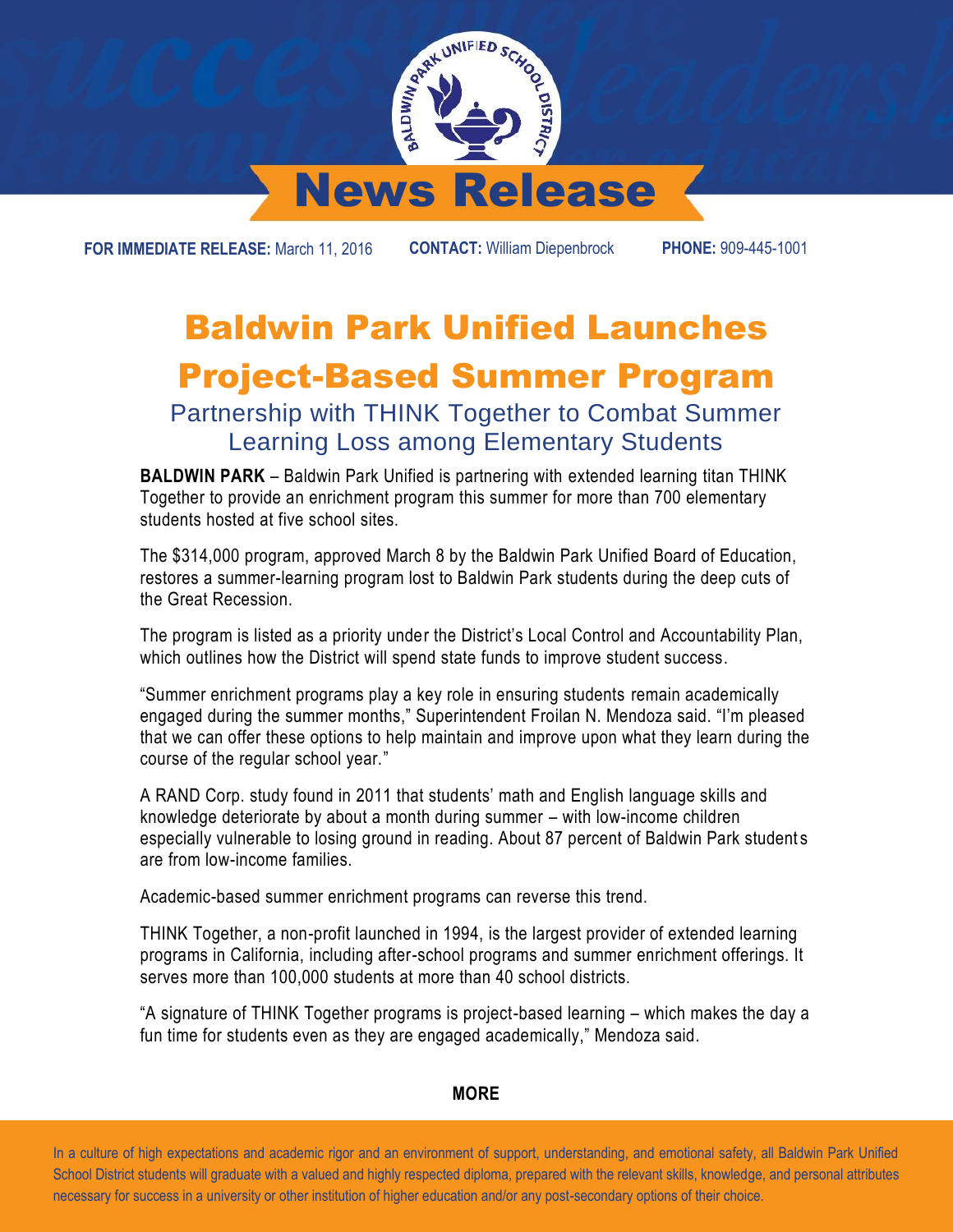# News Release

**FOR IMMEDIATE RELEASE:** March 11, 2016 **CONTACT:** William Diepenbrock **PHONE:** 909-445-1001

# Baldwin Park Unified Launches Project-Based Summer Program

## Partnership with THINK Together to Combat Summer Learning Loss among Elementary Students

**BALDWIN PARK** – Baldwin Park Unified is partnering with extended learning titan THINK Together to provide an enrichment program this summer for more than 700 elementary students hosted at five school sites.

The $314,000 program, approved March 8 by the Baldwin Park Unified Board of Education, restores a summer-learning program lost to Baldwin Park students during the deep cuts of the Great Recession.

The program is listed as a priority under the District's Local Control and Accountability Plan, which outlines how the District will spend state funds to improve student success.

"Summer enrichment programs play a key role in ensuring students remain academically engaged during the summer months," Superintendent Froilan N. Mendoza said. "I'm pleased that we can offer these options to help maintain and improve upon what they learn during the course of the regular school year."

A RAND Corp. study found in 2011 that students' math and English language skills and knowledge deteriorate by about a month during summer – with low-income children especially vulnerable to losing ground in reading. About 87 percent of Baldwin Park students are from low-income families.

Academic-based summer enrichment programs can reverse this trend.

THINK Together, a non-profit launched in 1994, is the largest provider of extended learning programs in California, including after-school programs and summer enrichment offerings. It serves more than 100,000 students at more than 40 school districts.

"A signature of THINK Together programs is project-based learning – which makes the day a fun time for students even as they are engaged academically," Mendoza said.

**MORE**

In a culture of high expectations and academic rigor and an environment of support, understanding, and emotional safety, all Baldwin Park Unified School District students will graduate with a valued and highly respected diploma, prepared with the relevant skills, knowledge, and personal attributes necessary for success in a university or other institution of higher education and/or any post-secondary options of their choice.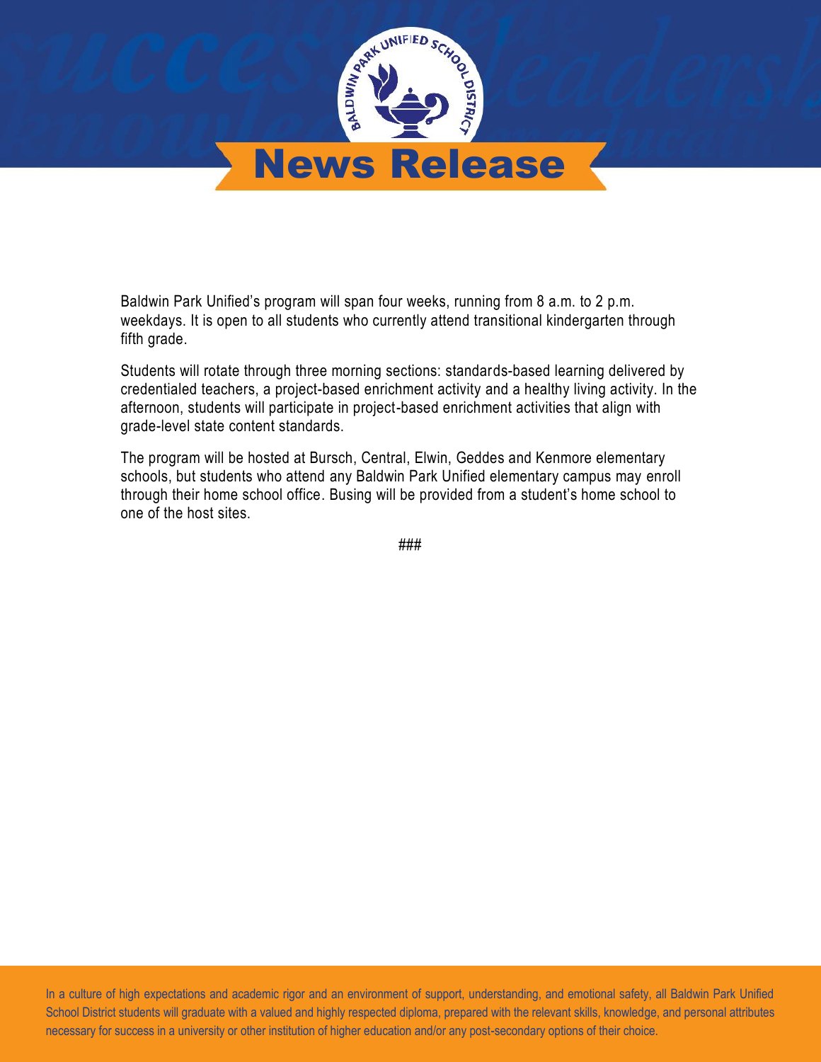Baldwin Park Unified's program will span four weeks, running from 8 a.m. to 2 p.m. weekdays. It is open to all students who currently attend transitional kindergarten through fifth grade.

Students will rotate through three morning sections: standards-based learning delivered by credentialed teachers, a project-based enrichment activity and a healthy living activity. In the afternoon, students will participate in project-based enrichment activities that align with grade-level state content standards.

The program will be hosted at Bursch, Central, Elwin, Geddes and Kenmore elementary schools, but students who attend any Baldwin Park Unified elementary campus may enroll through their home school office. Busing will be provided from a student's home school to one of the host sites.

###